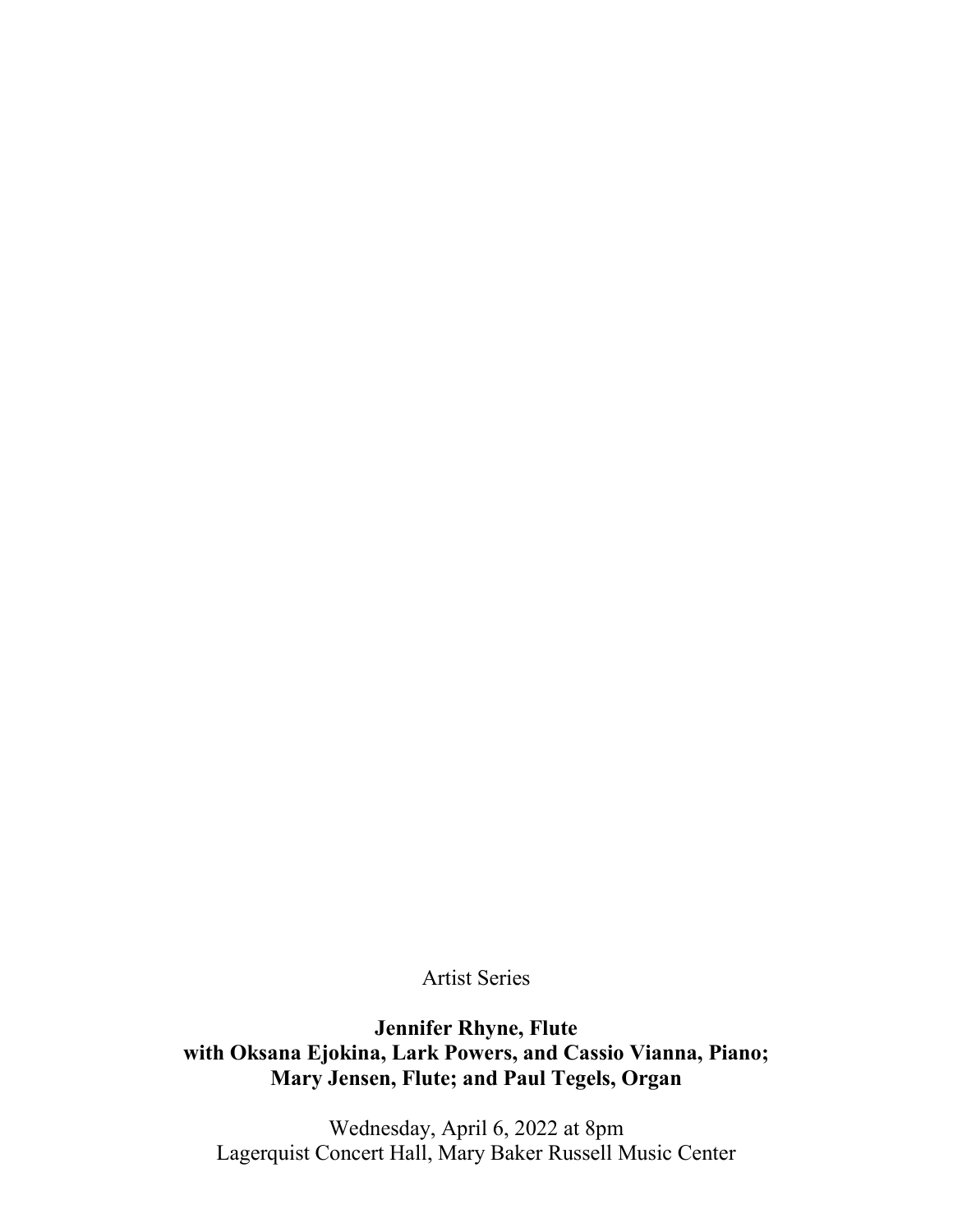Artist Series

**Jennifer Rhyne, Flute**
**with Oksana Ejokina, Lark Powers, and Cassio Vianna, Piano;**
**Mary Jensen, Flute; and Paul Tegels, Organ**

Wednesday, April 6, 2022 at 8pm
Lagerquist Concert Hall, Mary Baker Russell Music Center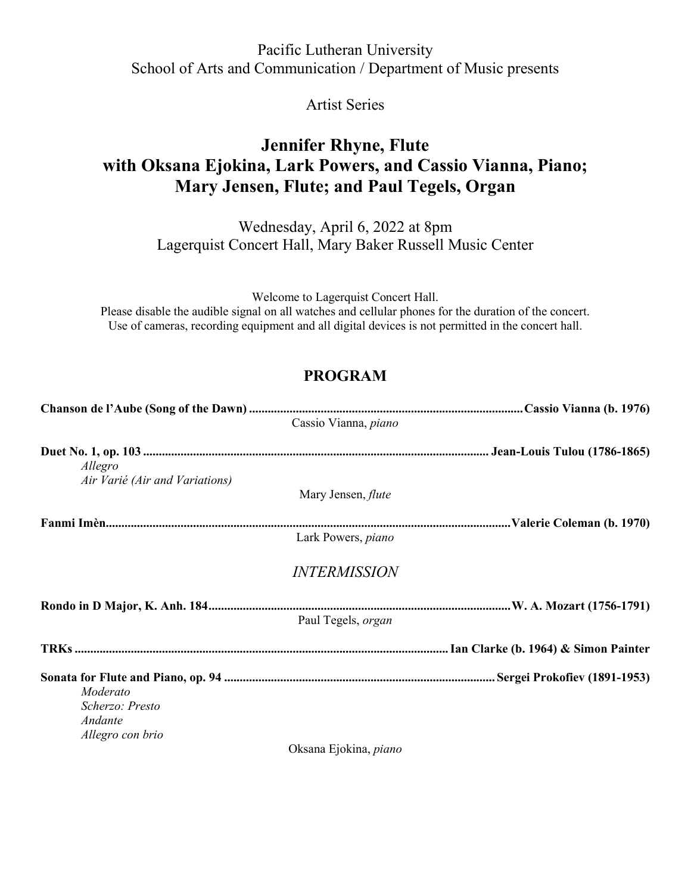Pacific Lutheran University
School of Arts and Communication / Department of Music presents

Artist Series

# Jennifer Rhyne, Flute
# with Oksana Ejokina, Lark Powers, and Cassio Vianna, Piano; Mary Jensen, Flute; and Paul Tegels, Organ

Wednesday, April 6, 2022 at 8pm
Lagerquist Concert Hall, Mary Baker Russell Music Center

Welcome to Lagerquist Concert Hall.
Please disable the audible signal on all watches and cellular phones for the duration of the concert.
Use of cameras, recording equipment and all digital devices is not permitted in the concert hall.

## PROGRAM

**Chanson de l'Aube (Song of the Dawn)** ........................................ **Cassio Vianna (b. 1976)**

Cassio Vianna, *piano*

**Duet No. 1, op. 103** ........................................ **Jean-Louis Tulou (1786-1865)**

*Allegro*
*Air Varié (Air and Variations)*

Mary Jensen, *flute*

**Fanmi Imèn** ........................................ **Valerie Coleman (b. 1970)**

Lark Powers, *piano*

*INTERMISSION*

**Rondo in D Major, K. Anh. 184** ........................................ **W. A. Mozart (1756-1791)**

Paul Tegels, *organ*

**TRKs** ........................................ **Ian Clarke (b. 1964) & Simon Painter**

**Sonata for Flute and Piano, op. 94** ........................................ **Sergei Prokofiev (1891-1953)**

*Moderato*
*Scherzo: Presto*
*Andante*
*Allegro con brio*

Oksana Ejokina, *piano*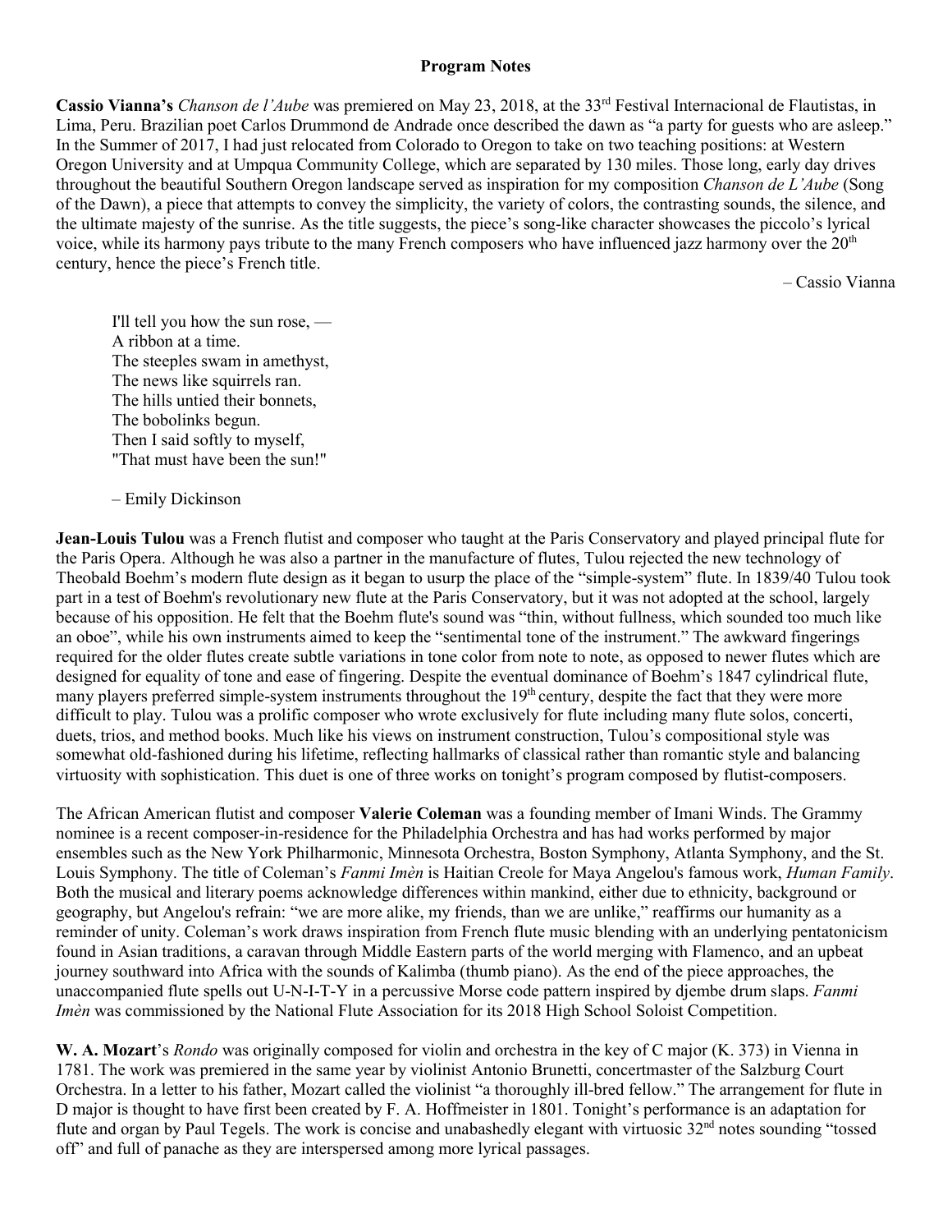## Program Notes

**Cassio Vianna's** *Chanson de l'Aube* was premiered on May 23, 2018, at the 33rd Festival Internacional de Flautistas, in Lima, Peru. Brazilian poet Carlos Drummond de Andrade once described the dawn as "a party for guests who are asleep." In the Summer of 2017, I had just relocated from Colorado to Oregon to take on two teaching positions: at Western Oregon University and at Umpqua Community College, which are separated by 130 miles. Those long, early day drives throughout the beautiful Southern Oregon landscape served as inspiration for my composition *Chanson de L'Aube* (Song of the Dawn), a piece that attempts to convey the simplicity, the variety of colors, the contrasting sounds, the silence, and the ultimate majesty of the sunrise. As the title suggests, the piece's song-like character showcases the piccolo's lyrical voice, while its harmony pays tribute to the many French composers who have influenced jazz harmony over the 20th century, hence the piece's French title.

– Cassio Vianna

> I'll tell you how the sun rose, —
> A ribbon at a time.
> The steeples swam in amethyst,
> The news like squirrels ran.
> The hills untied their bonnets,
> The bobolinks begun.
> Then I said softly to myself,
> "That must have been the sun!"
>
> – Emily Dickinson

**Jean-Louis Tulou** was a French flutist and composer who taught at the Paris Conservatory and played principal flute for the Paris Opera. Although he was also a partner in the manufacture of flutes, Tulou rejected the new technology of Theobald Boehm's modern flute design as it began to usurp the place of the "simple-system" flute. In 1839/40 Tulou took part in a test of Boehm's revolutionary new flute at the Paris Conservatory, but it was not adopted at the school, largely because of his opposition. He felt that the Boehm flute's sound was "thin, without fullness, which sounded too much like an oboe", while his own instruments aimed to keep the "sentimental tone of the instrument." The awkward fingerings required for the older flutes create subtle variations in tone color from note to note, as opposed to newer flutes which are designed for equality of tone and ease of fingering. Despite the eventual dominance of Boehm's 1847 cylindrical flute, many players preferred simple-system instruments throughout the 19th century, despite the fact that they were more difficult to play. Tulou was a prolific composer who wrote exclusively for flute including many flute solos, concerti, duets, trios, and method books. Much like his views on instrument construction, Tulou's compositional style was somewhat old-fashioned during his lifetime, reflecting hallmarks of classical rather than romantic style and balancing virtuosity with sophistication. This duet is one of three works on tonight's program composed by flutist-composers.

The African American flutist and composer **Valerie Coleman** was a founding member of Imani Winds. The Grammy nominee is a recent composer-in-residence for the Philadelphia Orchestra and has had works performed by major ensembles such as the New York Philharmonic, Minnesota Orchestra, Boston Symphony, Atlanta Symphony, and the St. Louis Symphony. The title of Coleman's *Fanmi Imèn* is Haitian Creole for Maya Angelou's famous work, *Human Family*. Both the musical and literary poems acknowledge differences within mankind, either due to ethnicity, background or geography, but Angelou's refrain: "we are more alike, my friends, than we are unlike," reaffirms our humanity as a reminder of unity. Coleman's work draws inspiration from French flute music blending with an underlying pentatonicism found in Asian traditions, a caravan through Middle Eastern parts of the world merging with Flamenco, and an upbeat journey southward into Africa with the sounds of Kalimba (thumb piano). As the end of the piece approaches, the unaccompanied flute spells out U-N-I-T-Y in a percussive Morse code pattern inspired by djembe drum slaps. *Fanmi Imèn* was commissioned by the National Flute Association for its 2018 High School Soloist Competition.

**W. A. Mozart**'s *Rondo* was originally composed for violin and orchestra in the key of C major (K. 373) in Vienna in 1781. The work was premiered in the same year by violinist Antonio Brunetti, concertmaster of the Salzburg Court Orchestra. In a letter to his father, Mozart called the violinist "a thoroughly ill-bred fellow." The arrangement for flute in D major is thought to have first been created by F. A. Hoffmeister in 1801. Tonight's performance is an adaptation for flute and organ by Paul Tegels. The work is concise and unabashedly elegant with virtuosic 32nd notes sounding "tossed off" and full of panache as they are interspersed among more lyrical passages.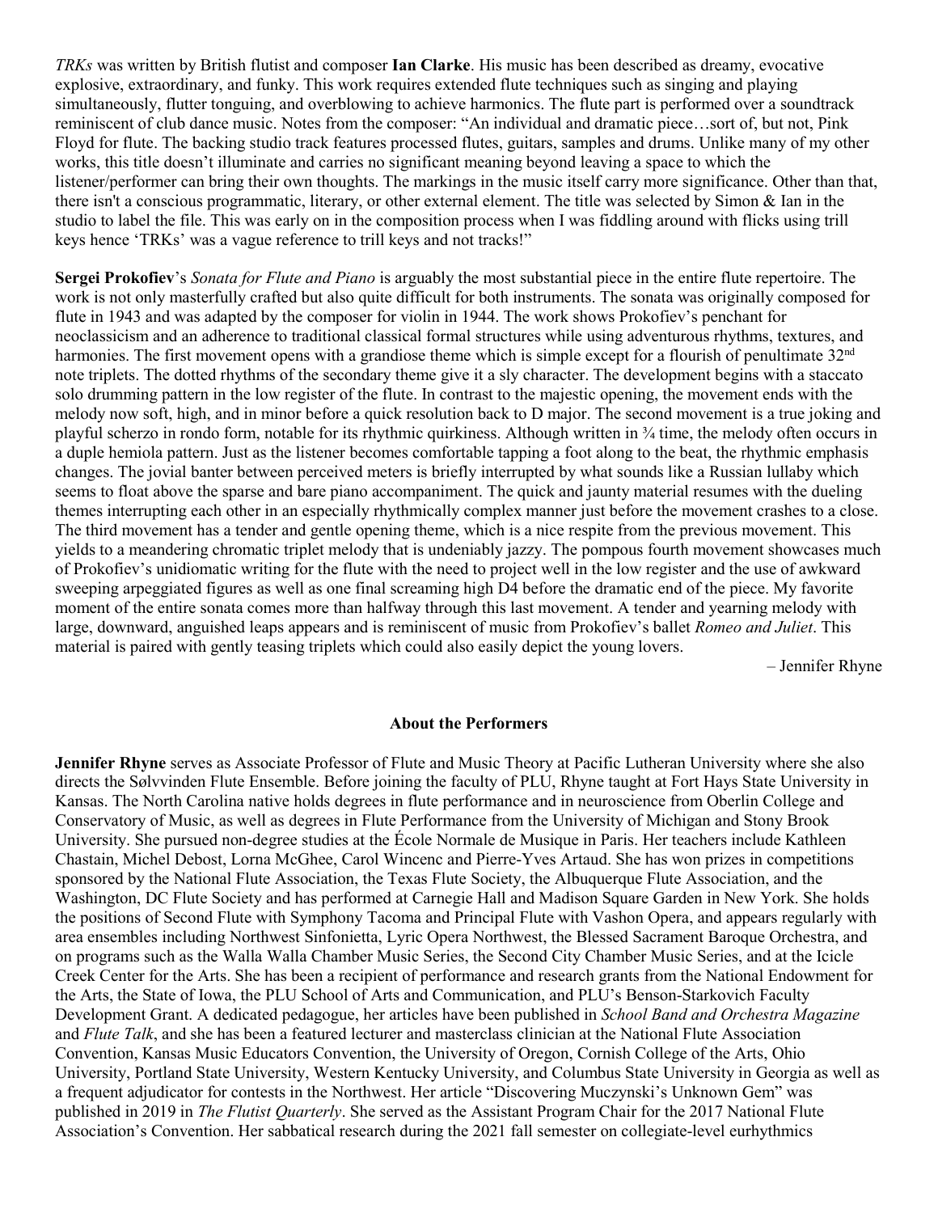*TRKs* was written by British flutist and composer **Ian Clarke**. His music has been described as dreamy, evocative explosive, extraordinary, and funky. This work requires extended flute techniques such as singing and playing simultaneously, flutter tonguing, and overblowing to achieve harmonics. The flute part is performed over a soundtrack reminiscent of club dance music. Notes from the composer: "An individual and dramatic piece…sort of, but not, Pink Floyd for flute. The backing studio track features processed flutes, guitars, samples and drums. Unlike many of my other works, this title doesn't illuminate and carries no significant meaning beyond leaving a space to which the listener/performer can bring their own thoughts. The markings in the music itself carry more significance. Other than that, there isn't a conscious programmatic, literary, or other external element. The title was selected by Simon & Ian in the studio to label the file. This was early on in the composition process when I was fiddling around with flicks using trill keys hence 'TRKs' was a vague reference to trill keys and not tracks!"

**Sergei Prokofiev**'s *Sonata for Flute and Piano* is arguably the most substantial piece in the entire flute repertoire. The work is not only masterfully crafted but also quite difficult for both instruments. The sonata was originally composed for flute in 1943 and was adapted by the composer for violin in 1944. The work shows Prokofiev's penchant for neoclassicism and an adherence to traditional classical formal structures while using adventurous rhythms, textures, and harmonies. The first movement opens with a grandiose theme which is simple except for a flourish of penultimate 32nd note triplets. The dotted rhythms of the secondary theme give it a sly character. The development begins with a staccato solo drumming pattern in the low register of the flute. In contrast to the majestic opening, the movement ends with the melody now soft, high, and in minor before a quick resolution back to D major. The second movement is a true joking and playful scherzo in rondo form, notable for its rhythmic quirkiness. Although written in ¾ time, the melody often occurs in a duple hemiola pattern. Just as the listener becomes comfortable tapping a foot along to the beat, the rhythmic emphasis changes. The jovial banter between perceived meters is briefly interrupted by what sounds like a Russian lullaby which seems to float above the sparse and bare piano accompaniment. The quick and jaunty material resumes with the dueling themes interrupting each other in an especially rhythmically complex manner just before the movement crashes to a close. The third movement has a tender and gentle opening theme, which is a nice respite from the previous movement. This yields to a meandering chromatic triplet melody that is undeniably jazzy. The pompous fourth movement showcases much of Prokofiev's unidiomatic writing for the flute with the need to project well in the low register and the use of awkward sweeping arpeggiated figures as well as one final screaming high D4 before the dramatic end of the piece. My favorite moment of the entire sonata comes more than halfway through this last movement. A tender and yearning melody with large, downward, anguished leaps appears and is reminiscent of music from Prokofiev's ballet *Romeo and Juliet*. This material is paired with gently teasing triplets which could also easily depict the young lovers.

– Jennifer Rhyne

## About the Performers

**Jennifer Rhyne** serves as Associate Professor of Flute and Music Theory at Pacific Lutheran University where she also directs the Sølvvinden Flute Ensemble. Before joining the faculty of PLU, Rhyne taught at Fort Hays State University in Kansas. The North Carolina native holds degrees in flute performance and in neuroscience from Oberlin College and Conservatory of Music, as well as degrees in Flute Performance from the University of Michigan and Stony Brook University. She pursued non-degree studies at the École Normale de Musique in Paris. Her teachers include Kathleen Chastain, Michel Debost, Lorna McGhee, Carol Wincenc and Pierre-Yves Artaud. She has won prizes in competitions sponsored by the National Flute Association, the Texas Flute Society, the Albuquerque Flute Association, and the Washington, DC Flute Society and has performed at Carnegie Hall and Madison Square Garden in New York. She holds the positions of Second Flute with Symphony Tacoma and Principal Flute with Vashon Opera, and appears regularly with area ensembles including Northwest Sinfonietta, Lyric Opera Northwest, the Blessed Sacrament Baroque Orchestra, and on programs such as the Walla Walla Chamber Music Series, the Second City Chamber Music Series, and at the Icicle Creek Center for the Arts. She has been a recipient of performance and research grants from the National Endowment for the Arts, the State of Iowa, the PLU School of Arts and Communication, and PLU's Benson-Starkovich Faculty Development Grant. A dedicated pedagogue, her articles have been published in *School Band and Orchestra Magazine* and *Flute Talk*, and she has been a featured lecturer and masterclass clinician at the National Flute Association Convention, Kansas Music Educators Convention, the University of Oregon, Cornish College of the Arts, Ohio University, Portland State University, Western Kentucky University, and Columbus State University in Georgia as well as a frequent adjudicator for contests in the Northwest. Her article "Discovering Muczynski's Unknown Gem" was published in 2019 in *The Flutist Quarterly*. She served as the Assistant Program Chair for the 2017 National Flute Association's Convention. Her sabbatical research during the 2021 fall semester on collegiate-level eurhythmics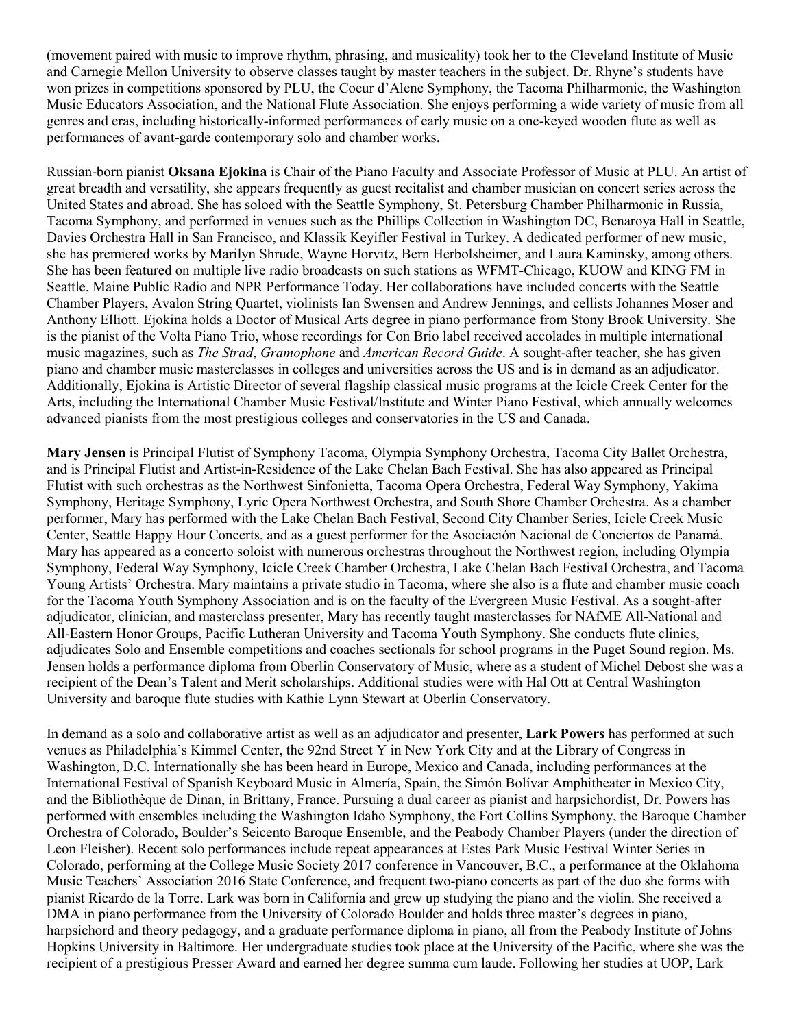(movement paired with music to improve rhythm, phrasing, and musicality) took her to the Cleveland Institute of Music and Carnegie Mellon University to observe classes taught by master teachers in the subject. Dr. Rhyne's students have won prizes in competitions sponsored by PLU, the Coeur d'Alene Symphony, the Tacoma Philharmonic, the Washington Music Educators Association, and the National Flute Association. She enjoys performing a wide variety of music from all genres and eras, including historically-informed performances of early music on a one-keyed wooden flute as well as performances of avant-garde contemporary solo and chamber works.

Russian-born pianist **Oksana Ejokina** is Chair of the Piano Faculty and Associate Professor of Music at PLU. An artist of great breadth and versatility, she appears frequently as guest recitalist and chamber musician on concert series across the United States and abroad. She has soloed with the Seattle Symphony, St. Petersburg Chamber Philharmonic in Russia, Tacoma Symphony, and performed in venues such as the Phillips Collection in Washington DC, Benaroya Hall in Seattle, Davies Orchestra Hall in San Francisco, and Klassik Keyifler Festival in Turkey. A dedicated performer of new music, she has premiered works by Marilyn Shrude, Wayne Horvitz, Bern Herbolsheimer, and Laura Kaminsky, among others. She has been featured on multiple live radio broadcasts on such stations as WFMT-Chicago, KUOW and KING FM in Seattle, Maine Public Radio and NPR Performance Today. Her collaborations have included concerts with the Seattle Chamber Players, Avalon String Quartet, violinists Ian Swensen and Andrew Jennings, and cellists Johannes Moser and Anthony Elliott. Ejokina holds a Doctor of Musical Arts degree in piano performance from Stony Brook University. She is the pianist of the Volta Piano Trio, whose recordings for Con Brio label received accolades in multiple international music magazines, such as *The Strad*, *Gramophone* and *American Record Guide*. A sought-after teacher, she has given piano and chamber music masterclasses in colleges and universities across the US and is in demand as an adjudicator. Additionally, Ejokina is Artistic Director of several flagship classical music programs at the Icicle Creek Center for the Arts, including the International Chamber Music Festival/Institute and Winter Piano Festival, which annually welcomes advanced pianists from the most prestigious colleges and conservatories in the US and Canada.

**Mary Jensen** is Principal Flutist of Symphony Tacoma, Olympia Symphony Orchestra, Tacoma City Ballet Orchestra, and is Principal Flutist and Artist-in-Residence of the Lake Chelan Bach Festival. She has also appeared as Principal Flutist with such orchestras as the Northwest Sinfonietta, Tacoma Opera Orchestra, Federal Way Symphony, Yakima Symphony, Heritage Symphony, Lyric Opera Northwest Orchestra, and South Shore Chamber Orchestra. As a chamber performer, Mary has performed with the Lake Chelan Bach Festival, Second City Chamber Series, Icicle Creek Music Center, Seattle Happy Hour Concerts, and as a guest performer for the Asociación Nacional de Conciertos de Panamá. Mary has appeared as a concerto soloist with numerous orchestras throughout the Northwest region, including Olympia Symphony, Federal Way Symphony, Icicle Creek Chamber Orchestra, Lake Chelan Bach Festival Orchestra, and Tacoma Young Artists' Orchestra. Mary maintains a private studio in Tacoma, where she also is a flute and chamber music coach for the Tacoma Youth Symphony Association and is on the faculty of the Evergreen Music Festival. As a sought-after adjudicator, clinician, and masterclass presenter, Mary has recently taught masterclasses for NAfME All-National and All-Eastern Honor Groups, Pacific Lutheran University and Tacoma Youth Symphony. She conducts flute clinics, adjudicates Solo and Ensemble competitions and coaches sectionals for school programs in the Puget Sound region. Ms. Jensen holds a performance diploma from Oberlin Conservatory of Music, where as a student of Michel Debost she was a recipient of the Dean's Talent and Merit scholarships. Additional studies were with Hal Ott at Central Washington University and baroque flute studies with Kathie Lynn Stewart at Oberlin Conservatory.

In demand as a solo and collaborative artist as well as an adjudicator and presenter, **Lark Powers** has performed at such venues as Philadelphia's Kimmel Center, the 92nd Street Y in New York City and at the Library of Congress in Washington, D.C. Internationally she has been heard in Europe, Mexico and Canada, including performances at the International Festival of Spanish Keyboard Music in Almería, Spain, the Simón Bolívar Amphitheater in Mexico City, and the Bibliothèque de Dinan, in Brittany, France. Pursuing a dual career as pianist and harpsichordist, Dr. Powers has performed with ensembles including the Washington Idaho Symphony, the Fort Collins Symphony, the Baroque Chamber Orchestra of Colorado, Boulder's Seicento Baroque Ensemble, and the Peabody Chamber Players (under the direction of Leon Fleisher). Recent solo performances include repeat appearances at Estes Park Music Festival Winter Series in Colorado, performing at the College Music Society 2017 conference in Vancouver, B.C., a performance at the Oklahoma Music Teachers' Association 2016 State Conference, and frequent two-piano concerts as part of the duo she forms with pianist Ricardo de la Torre. Lark was born in California and grew up studying the piano and the violin. She received a DMA in piano performance from the University of Colorado Boulder and holds three master's degrees in piano, harpsichord and theory pedagogy, and a graduate performance diploma in piano, all from the Peabody Institute of Johns Hopkins University in Baltimore. Her undergraduate studies took place at the University of the Pacific, where she was the recipient of a prestigious Presser Award and earned her degree summa cum laude. Following her studies at UOP, Lark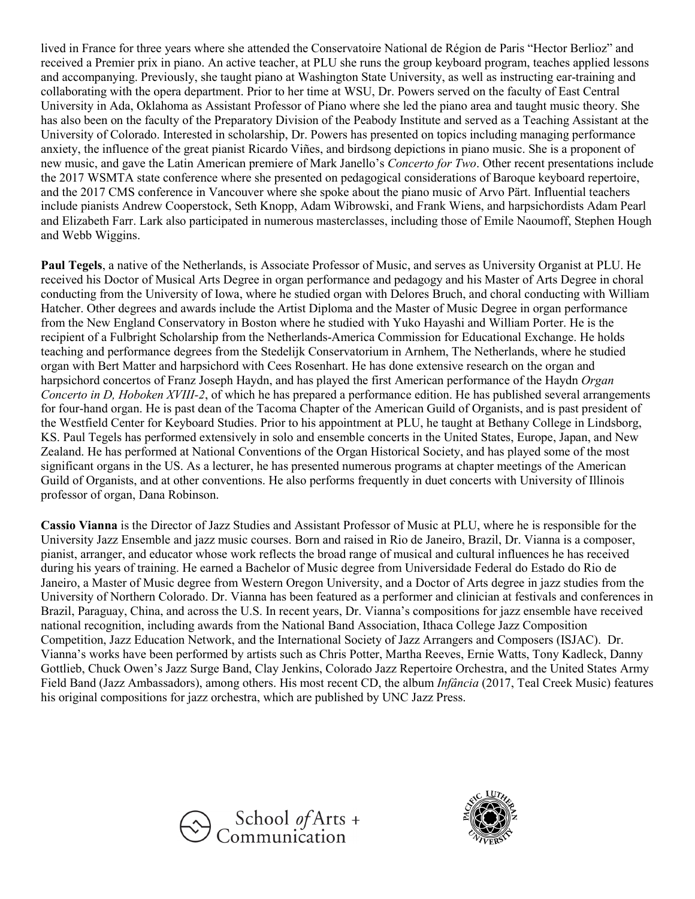lived in France for three years where she attended the Conservatoire National de Région de Paris "Hector Berlioz" and received a Premier prix in piano. An active teacher, at PLU she runs the group keyboard program, teaches applied lessons and accompanying. Previously, she taught piano at Washington State University, as well as instructing ear-training and collaborating with the opera department. Prior to her time at WSU, Dr. Powers served on the faculty of East Central University in Ada, Oklahoma as Assistant Professor of Piano where she led the piano area and taught music theory. She has also been on the faculty of the Preparatory Division of the Peabody Institute and served as a Teaching Assistant at the University of Colorado. Interested in scholarship, Dr. Powers has presented on topics including managing performance anxiety, the influence of the great pianist Ricardo Viñes, and birdsong depictions in piano music. She is a proponent of new music, and gave the Latin American premiere of Mark Janello's *Concerto for Two*. Other recent presentations include the 2017 WSMTA state conference where she presented on pedagogical considerations of Baroque keyboard repertoire, and the 2017 CMS conference in Vancouver where she spoke about the piano music of Arvo Pärt. Influential teachers include pianists Andrew Cooperstock, Seth Knopp, Adam Wibrowski, and Frank Wiens, and harpsichordists Adam Pearl and Elizabeth Farr. Lark also participated in numerous masterclasses, including those of Emile Naoumoff, Stephen Hough and Webb Wiggins.

**Paul Tegels**, a native of the Netherlands, is Associate Professor of Music, and serves as University Organist at PLU. He received his Doctor of Musical Arts Degree in organ performance and pedagogy and his Master of Arts Degree in choral conducting from the University of Iowa, where he studied organ with Delores Bruch, and choral conducting with William Hatcher. Other degrees and awards include the Artist Diploma and the Master of Music Degree in organ performance from the New England Conservatory in Boston where he studied with Yuko Hayashi and William Porter. He is the recipient of a Fulbright Scholarship from the Netherlands-America Commission for Educational Exchange. He holds teaching and performance degrees from the Stedelijk Conservatorium in Arnhem, The Netherlands, where he studied organ with Bert Matter and harpsichord with Cees Rosenhart. He has done extensive research on the organ and harpsichord concertos of Franz Joseph Haydn, and has played the first American performance of the Haydn *Organ Concerto in D, Hoboken XVIII-2*, of which he has prepared a performance edition. He has published several arrangements for four-hand organ. He is past dean of the Tacoma Chapter of the American Guild of Organists, and is past president of the Westfield Center for Keyboard Studies. Prior to his appointment at PLU, he taught at Bethany College in Lindsborg, KS. Paul Tegels has performed extensively in solo and ensemble concerts in the United States, Europe, Japan, and New Zealand. He has performed at National Conventions of the Organ Historical Society, and has played some of the most significant organs in the US. As a lecturer, he has presented numerous programs at chapter meetings of the American Guild of Organists, and at other conventions. He also performs frequently in duet concerts with University of Illinois professor of organ, Dana Robinson.

**Cassio Vianna** is the Director of Jazz Studies and Assistant Professor of Music at PLU, where he is responsible for the University Jazz Ensemble and jazz music courses. Born and raised in Rio de Janeiro, Brazil, Dr. Vianna is a composer, pianist, arranger, and educator whose work reflects the broad range of musical and cultural influences he has received during his years of training. He earned a Bachelor of Music degree from Universidade Federal do Estado do Rio de Janeiro, a Master of Music degree from Western Oregon University, and a Doctor of Arts degree in jazz studies from the University of Northern Colorado. Dr. Vianna has been featured as a performer and clinician at festivals and conferences in Brazil, Paraguay, China, and across the U.S. In recent years, Dr. Vianna's compositions for jazz ensemble have received national recognition, including awards from the National Band Association, Ithaca College Jazz Composition Competition, Jazz Education Network, and the International Society of Jazz Arrangers and Composers (ISJAC). Dr. Vianna's works have been performed by artists such as Chris Potter, Martha Reeves, Ernie Watts, Tony Kadleck, Danny Gottlieb, Chuck Owen's Jazz Surge Band, Clay Jenkins, Colorado Jazz Repertoire Orchestra, and the United States Army Field Band (Jazz Ambassadors), among others. His most recent CD, the album *Infância* (2017, Teal Creek Music) features his original compositions for jazz orchestra, which are published by UNC Jazz Press.

School *of* Arts + Communication

Pacific Lutheran University